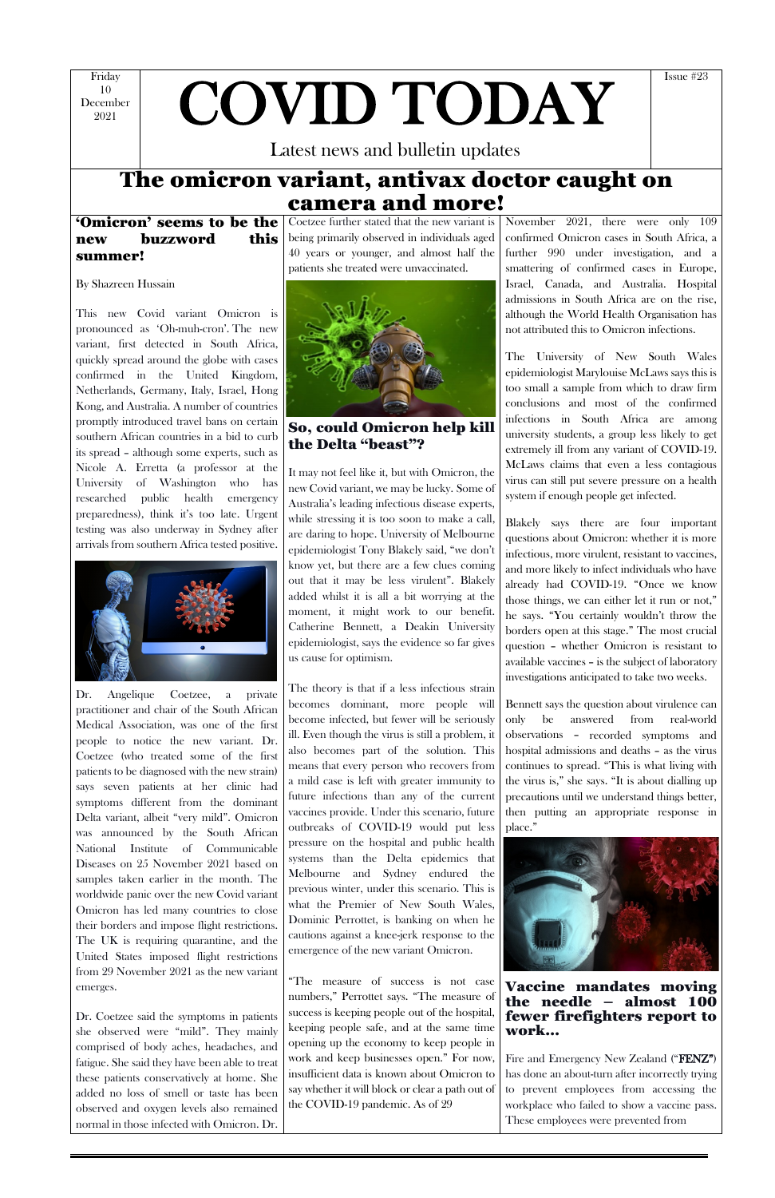Friday 10 December 2021

# COVID TODAY

Issue #23

Latest news and bulletin updates

## The omicron variant, antivax doctor caught on camera and more!

### 'Omicron' seems to be the new buzzword this summer!

By Shazreen Hussain

This new Covid variant Omicron is pronounced as 'Oh-muh-cron'. The new variant, first detected in South Africa, quickly spread around the globe with cases confirmed in the United Kingdom, Netherlands, Germany, Italy, Israel, Hong Kong, and Australia. A number of countries promptly introduced travel bans on certain southern African countries in a bid to curb its spread – although some experts, such as Nicole A. Erretta (a professor at the University of Washington who has researched public health emergency preparedness), think it's too late. Urgent testing was also underway in Sydney after arrivals from southern Africa tested positive.

Dr. Angelique Coetzee, a private practitioner and chair of the South African Medical Association, was one of the first people to notice the new variant. Dr. Coetzee (who treated some of the first patients to be diagnosed with the new strain) says seven patients at her clinic had symptoms different from the dominant Delta variant, albeit "very mild". Omicron was announced by the South African National Institute of Communicable Diseases on 25 November 2021 based on samples taken earlier in the month. The worldwide panic over the new Covid variant Omicron has led many countries to close their borders and impose flight restrictions. The UK is requiring quarantine, and the United States imposed flight restrictions from 29 November 2021 as the new variant emerges.

Dr. Coetzee said the symptoms in patients she observed were "mild". They mainly comprised of body aches, headaches, and fatigue. She said they have been able to treat these patients conservatively at home. She added no loss of smell or taste has been observed and oxygen levels also remained normal in those infected with Omicron. Dr. Coetzee further stated that the new variant is being primarily observed in individuals aged 40 years or younger, and almost half the patients she treated were unvaccinated.

### So, could Omicron help kill the Delta "beast"?

It may not feel like it, but with Omicron, the new Covid variant, we may be lucky. Some of Australia's leading infectious disease experts, while stressing it is too soon to make a call, are daring to hope. University of Melbourne epidemiologist Tony Blakely said, "we don't know yet, but there are a few clues coming out that it may be less virulent". Blakely added whilst it is all a bit worrying at the moment, it might work to our benefit. Catherine Bennett, a Deakin University epidemiologist, says the evidence so far gives us cause for optimism.

The theory is that if a less infectious strain becomes dominant, more people will become infected, but fewer will be seriously ill. Even though the virus is still a problem, it also becomes part of the solution. This means that every person who recovers from a mild case is left with greater immunity to future infections than any of the current vaccines provide. Under this scenario, future outbreaks of COVID-19 would put less pressure on the hospital and public health systems than the Delta epidemics that Melbourne and Sydney endured the previous winter, under this scenario. This is what the Premier of New South Wales, Dominic Perrottet, is banking on when he cautions against a knee-jerk response to the emergence of the new variant Omicron.

"The measure of success is not case numbers," Perrottet says. "The measure of success is keeping people out of the hospital, keeping people safe, and at the same time opening up the economy to keep people in work and keep businesses open." For now, insufficient data is known about Omicron to say whether it will block or clear a path out of the COVID-19 pandemic. As of 29 November 2021, there were only 109 confirmed Omicron cases in South Africa, a further 990 under investigation, and a smattering of confirmed cases in Europe, Israel, Canada, and Australia. Hospital admissions in South Africa are on the rise, although the World Health Organisation has not attributed this to Omicron infections.

The University of New South Wales epidemiologist Marylouise McLaws says this is too small a sample from which to draw firm conclusions and most of the confirmed infections in South Africa are among university students, a group less likely to get extremely ill from any variant of COVID-19. McLaws claims that even a less contagious virus can still put severe pressure on a health system if enough people get infected.

Blakely says there are four important questions about Omicron: whether it is more infectious, more virulent, resistant to vaccines, and more likely to infect individuals who have already had COVID-19. "Once we know those things, we can either let it run or not," he says. "You certainly wouldn't throw the borders open at this stage." The most crucial question – whether Omicron is resistant to available vaccines – is the subject of laboratory investigations anticipated to take two weeks.

Bennett says the question about virulence can only be answered from real-world observations – recorded symptoms and hospital admissions and deaths – as the virus continues to spread. "This is what living with the virus is," she says. "It is about dialling up precautions until we understand things better, then putting an appropriate response in place."

### Vaccine mandates moving the needle – almost 100 fewer firefighters report to work…

Fire and Emergency New Zealand ("**FENZ**") has done an about-turn after incorrectly trying to prevent employees from accessing the workplace who failed to show a vaccine pass. These employees were prevented from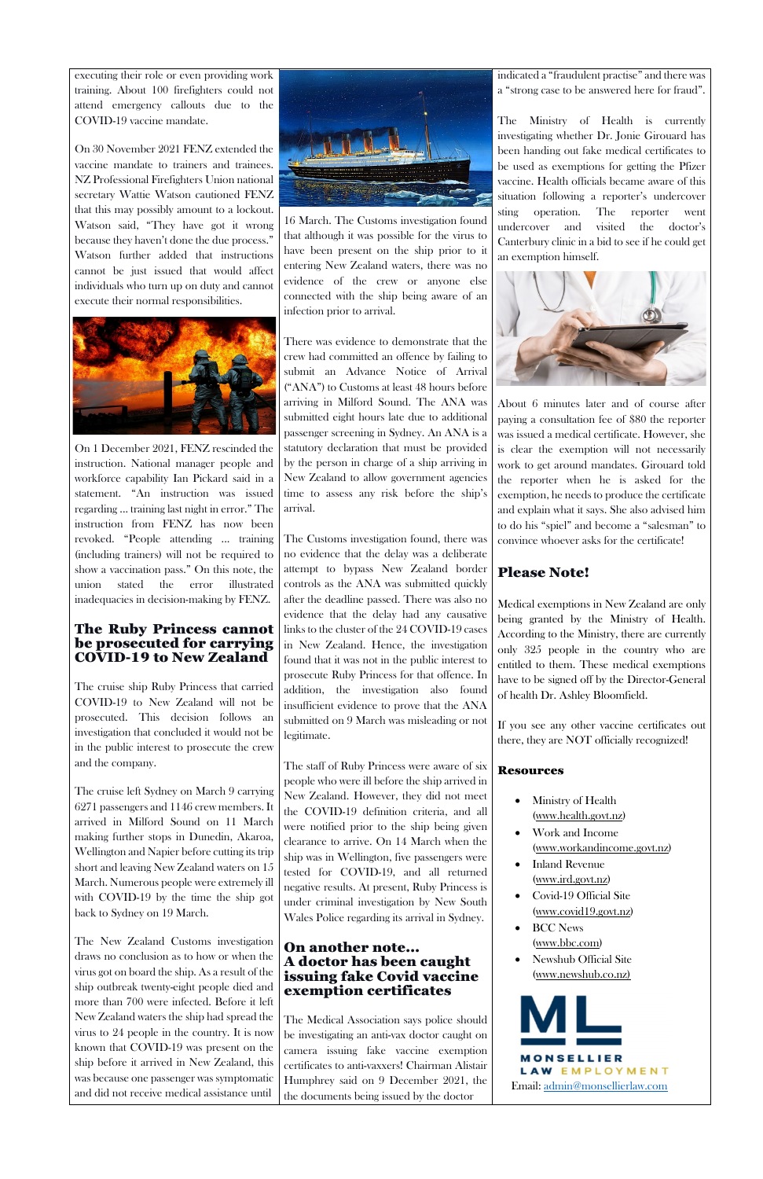executing their role or even providing work training. About 100 firefighters could not attend emergency callouts due to the COVID-19 vaccine mandate.

On 30 November 2021 FENZ extended the vaccine mandate to trainers and trainees. NZ Professional Firefighters Union national secretary Wattie Watson cautioned FENZ that this may possibly amount to a lockout. Watson said, "They have got it wrong because they haven't done the due process." Watson further added that instructions cannot be just issued that would affect individuals who turn up on duty and cannot execute their normal responsibilities.

On 1 December 2021, FENZ rescinded the instruction. National manager people and workforce capability Ian Pickard said in a statement. "An instruction was issued regarding ... training last night in error." The instruction from FENZ has now been revoked. "People attending ... training (including trainers) will not be required to show a vaccination pass." On this note, the union stated the error illustrated inadequacies in decision-making by FENZ.

## The Ruby Princess cannot be prosecuted for carrying COVID-19 to New Zealand

The cruise ship Ruby Princess that carried COVID-19 to New Zealand will not be prosecuted. This decision follows an investigation that concluded it would not be in the public interest to prosecute the crew and the company.

The cruise left Sydney on March 9 carrying 6271 passengers and 1146 crew members. It arrived in Milford Sound on 11 March making further stops in Dunedin, Akaroa, Wellington and Napier before cutting its trip short and leaving New Zealand waters on 15 March. Numerous people were extremely ill with COVID-19 by the time the ship got back to Sydney on 19 March.

The New Zealand Customs investigation draws no conclusion as to how or when the virus got on board the ship. As a result of the ship outbreak twenty-eight people died and more than 700 were infected. Before it left New Zealand waters the ship had spread the virus to 24 people in the country. It is now known that COVID-19 was present on the ship before it arrived in New Zealand, this was because one passenger was symptomatic and did not receive medical assistance until 16 March. The Customs investigation found that although it was possible for the virus to have been present on the ship prior to it entering New Zealand waters, there was no evidence of the crew or anyone else connected with the ship being aware of an infection prior to arrival.

There was evidence to demonstrate that the crew had committed an offence by failing to submit an Advance Notice of Arrival ("ANA") to Customs at least 48 hours before arriving in Milford Sound. The ANA was submitted eight hours late due to additional passenger screening in Sydney. An ANA is a statutory declaration that must be provided by the person in charge of a ship arriving in New Zealand to allow government agencies time to assess any risk before the ship's arrival.

The Customs investigation found, there was no evidence that the delay was a deliberate attempt to bypass New Zealand border controls as the ANA was submitted quickly after the deadline passed. There was also no evidence that the delay had any causative links to the cluster of the 24 COVID-19 cases in New Zealand. Hence, the investigation found that it was not in the public interest to prosecute Ruby Princess for that offence. In addition, the investigation also found insufficient evidence to prove that the ANA submitted on 9 March was misleading or not legitimate.

The staff of Ruby Princess were aware of six people who were ill before the ship arrived in New Zealand. However, they did not meet the COVID-19 definition criteria, and all were notified prior to the ship being given clearance to arrive. On 14 March when the ship was in Wellington, five passengers were tested for COVID-19, and all returned negative results. At present, Ruby Princess is under criminal investigation by New South Wales Police regarding its arrival in Sydney.

## On another note... A doctor has been caught issuing fake Covid vaccine exemption certificates

The Medical Association says police should be investigating an anti-vax doctor caught on camera issuing fake vaccine exemption certificates to anti-vaxxers! Chairman Alistair Humphrey said on 9 December 2021, the the documents being issued by the doctor indicated a "fraudulent practise" and there was a "strong case to be answered here for fraud".

The Ministry of Health is currently investigating whether Dr. Jonie Girouard has been handing out fake medical certificates to be used as exemptions for getting the Pfizer vaccine. Health officials became aware of this situation following a reporter's undercover sting operation. The reporter went undercover and visited the doctor's Canterbury clinic in a bid to see if he could get an exemption himself.

About 6 minutes later and of course after paying a consultation fee of $80 the reporter was issued a medical certificate. However, she is clear the exemption will not necessarily work to get around mandates. Girouard told the reporter when he is asked for the exemption, he needs to produce the certificate and explain what it says. She also advised him to do his "spiel" and become a "salesman" to convince whoever asks for the certificate!

## Please Note!

Medical exemptions in New Zealand are only being granted by the Ministry of Health. According to the Ministry, there are currently only 325 people in the country who are entitled to them. These medical exemptions have to be signed off by the Director-General of health Dr. Ashley Bloomfield.

If you see any other vaccine certificates out there, they are NOT officially recognized!

### Resources

- Ministry of Health (www.health.govt.nz)
- Work and Income (www.workandincome.govt.nz)
- Inland Revenue (www.ird.govt.nz)
- Covid-19 Official Site (www.covid19.govt.nz)
- BCC News (www.bbc.com)
- Newshub Official Site (www.newshub.co.nz)

MONSELLIER LAW EMPLOYMENT

Email: admin@monsellierlaw.com